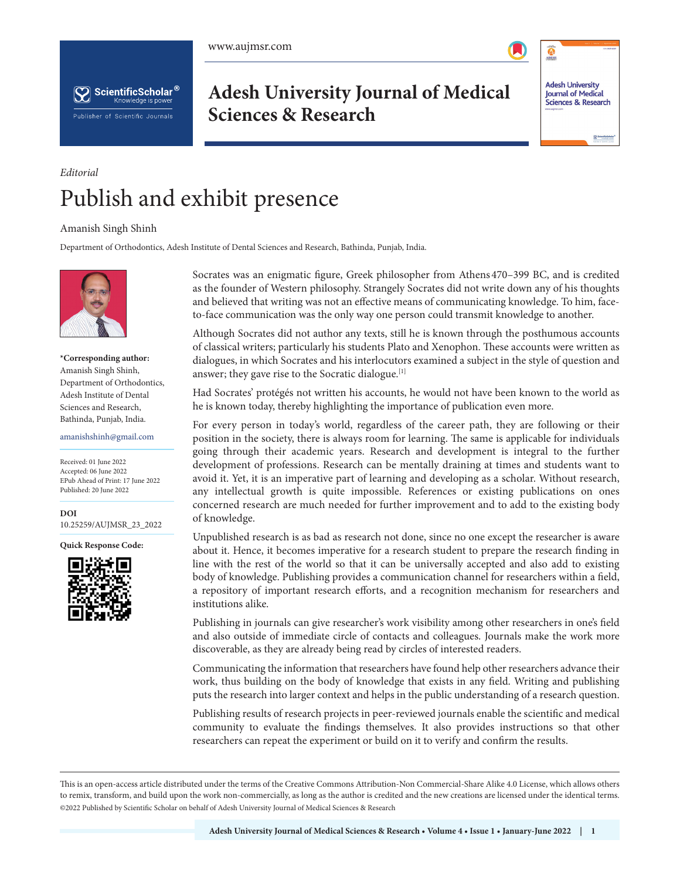*Editorial*

# Publish and exhibit presence

Amanish Singh Shinh

Department of Orthodontics, Adesh Institute of Dental Sciences and Research, Bathinda, Punjab, India.

**\*Corresponding author:** Amanish Singh Shinh, Department of Orthodontics, Adesh Institute of Dental Sciences and Research, Bathinda, Punjab, India.

amanishshinh@gmail.com

Received: 01 June 2022
Accepted: 06 June 2022
EPub Ahead of Print: 17 June 2022
Published: 20 June 2022

**DOI**
10.25259/AUJMSR_23_2022

**Quick Response Code:**

Socrates was an enigmatic figure, Greek philosopher from Athens 470–399 BC, and is credited as the founder of Western philosophy. Strangely Socrates did not write down any of his thoughts and believed that writing was not an effective means of communicating knowledge. To him, face-to-face communication was the only way one person could transmit knowledge to another.

Although Socrates did not author any texts, still he is known through the posthumous accounts of classical writers; particularly his students Plato and Xenophon. These accounts were written as dialogues, in which Socrates and his interlocutors examined a subject in the style of question and answer; they gave rise to the Socratic dialogue.[1]

Had Socrates' protégés not written his accounts, he would not have been known to the world as he is known today, thereby highlighting the importance of publication even more.

For every person in today's world, regardless of the career path, they are following or their position in the society, there is always room for learning. The same is applicable for individuals going through their academic years. Research and development is integral to the further development of professions. Research can be mentally draining at times and students want to avoid it. Yet, it is an imperative part of learning and developing as a scholar. Without research, any intellectual growth is quite impossible. References or existing publications on ones concerned research are much needed for further improvement and to add to the existing body of knowledge.

Unpublished research is as bad as research not done, since no one except the researcher is aware about it. Hence, it becomes imperative for a research student to prepare the research finding in line with the rest of the world so that it can be universally accepted and also add to existing body of knowledge. Publishing provides a communication channel for researchers within a field, a repository of important research efforts, and a recognition mechanism for researchers and institutions alike.

Publishing in journals can give researcher's work visibility among other researchers in one's field and also outside of immediate circle of contacts and colleagues. Journals make the work more discoverable, as they are already being read by circles of interested readers.

Communicating the information that researchers have found help other researchers advance their work, thus building on the body of knowledge that exists in any field. Writing and publishing puts the research into larger context and helps in the public understanding of a research question.

Publishing results of research projects in peer-reviewed journals enable the scientific and medical community to evaluate the findings themselves. It also provides instructions so that other researchers can repeat the experiment or build on it to verify and confirm the results.

This is an open-access article distributed under the terms of the Creative Commons Attribution-Non Commercial-Share Alike 4.0 License, which allows others to remix, transform, and build upon the work non-commercially, as long as the author is credited and the new creations are licensed under the identical terms.
©2022 Published by Scientific Scholar on behalf of Adesh University Journal of Medical Sciences & Research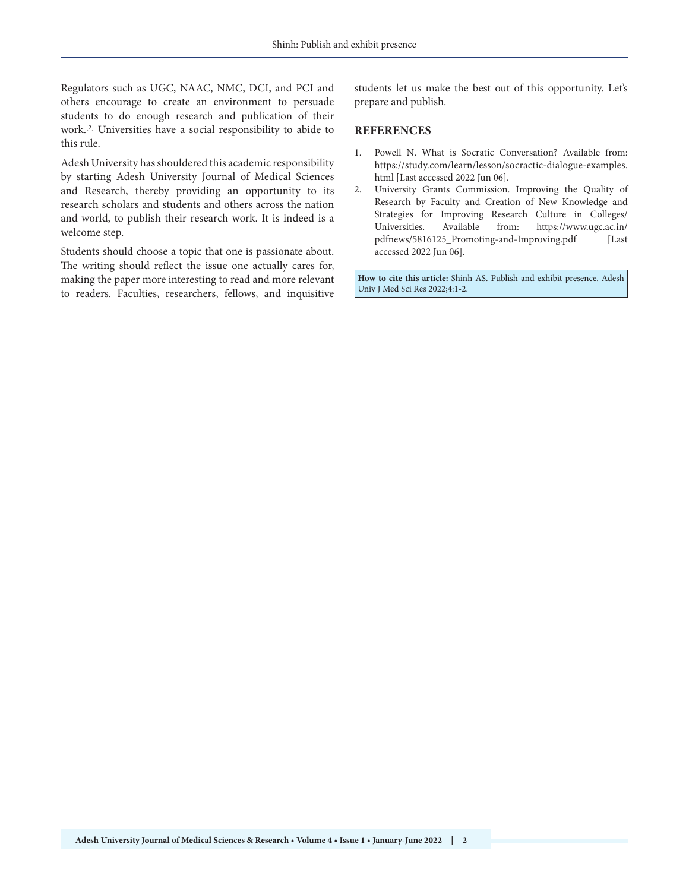Regulators such as UGC, NAAC, NMC, DCI, and PCI and others encourage to create an environment to persuade students to do enough research and publication of their work.[2] Universities have a social responsibility to abide to this rule.

Adesh University has shouldered this academic responsibility by starting Adesh University Journal of Medical Sciences and Research, thereby providing an opportunity to its research scholars and students and others across the nation and world, to publish their research work. It is indeed is a welcome step.

Students should choose a topic that one is passionate about. The writing should reflect the issue one actually cares for, making the paper more interesting to read and more relevant to readers. Faculties, researchers, fellows, and inquisitive students let us make the best out of this opportunity. Let's prepare and publish.

## REFERENCES

1. Powell N. What is Socratic Conversation? Available from: https://study.com/learn/lesson/socractic-dialogue-examples.html [Last accessed 2022 Jun 06].
2. University Grants Commission. Improving the Quality of Research by Faculty and Creation of New Knowledge and Strategies for Improving Research Culture in Colleges/Universities. Available from: https://www.ugc.ac.in/pdfnews/5816125_Promoting-and-Improving.pdf [Last accessed 2022 Jun 06].

**How to cite this article:** Shinh AS. Publish and exhibit presence. Adesh Univ J Med Sci Res 2022;4:1-2.